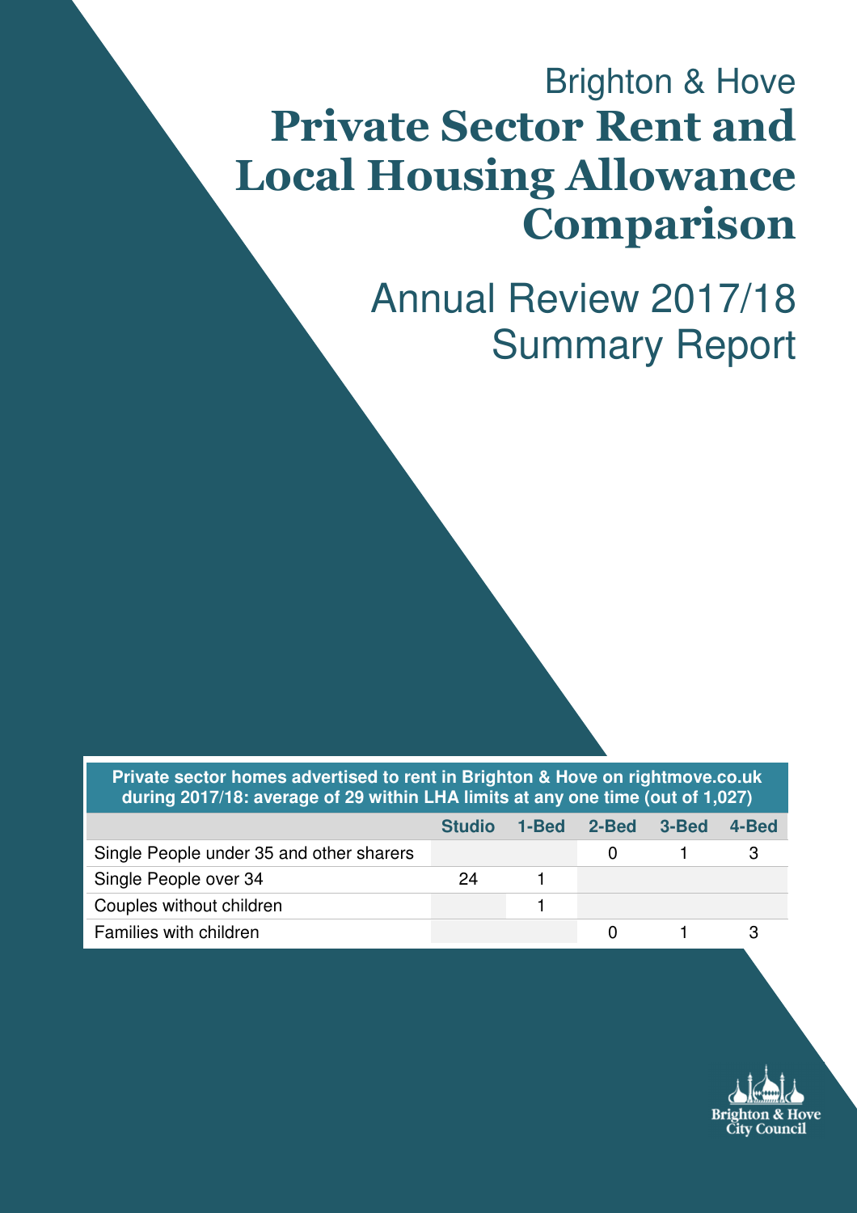Brighton & Hove

# Private Sector Rent and Local Housing Allowance Comparison

## Annual Review 2017/18 Summary Report

| Private sector homes advertised to rent in Brighton & Hove on rightmove.co.uk during 2017/18: average of 29 within LHA limits at any one time (out of 1,027) | | | | | |
|---|---|---|---|---|---|
| | **Studio** | **1-Bed** | **2-Bed** | **3-Bed** | **4-Bed** |
| Single People under 35 and other sharers | | | 0 | 1 | 3 |
| Single People over 34 | 24 | 1 | | | |
| Couples without children | | 1 | | | |
| Families with children | | | 0 | 1 | 3 |

Brighton & Hove City Council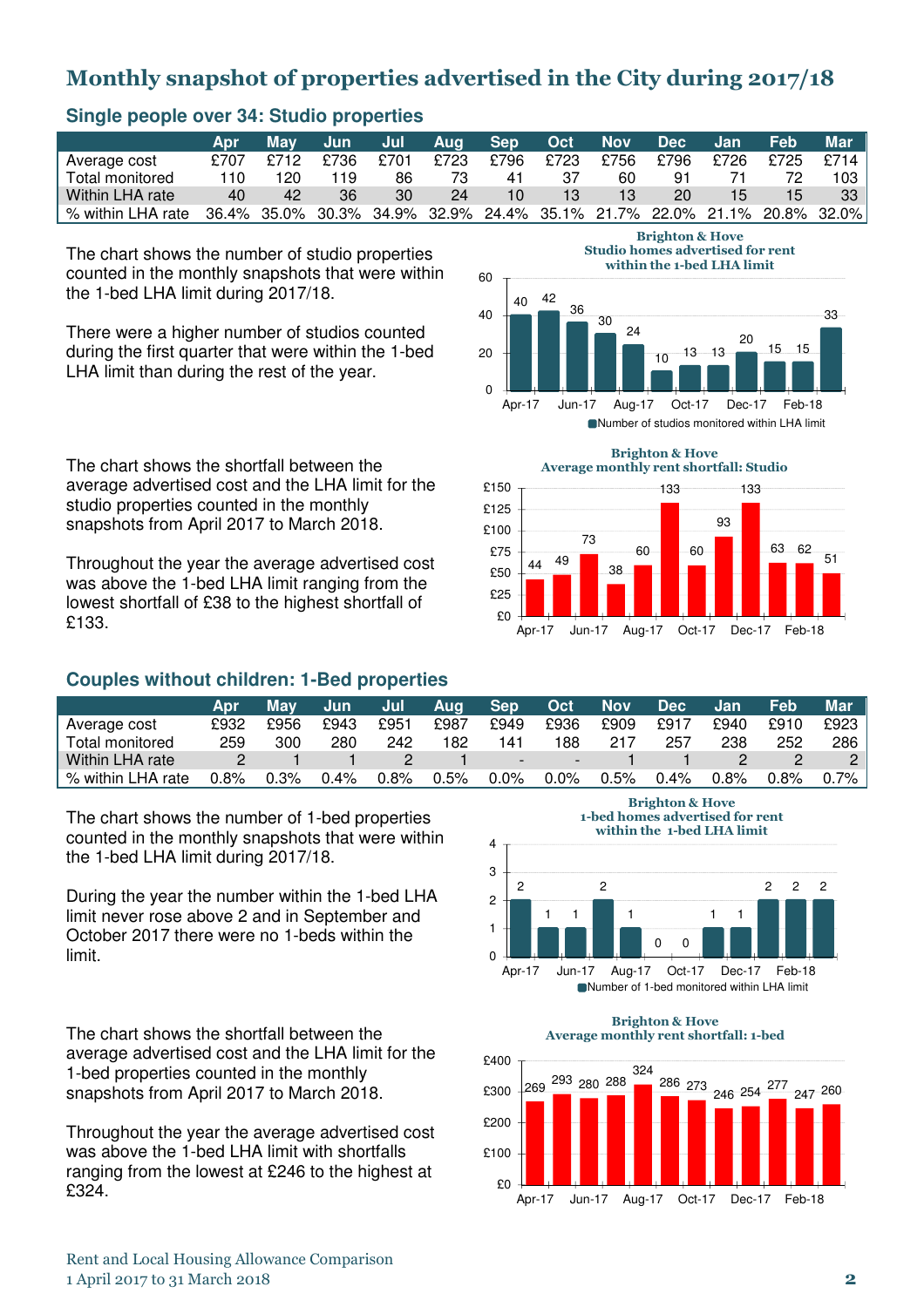## Monthly snapshot of properties advertised in the City during 2017/18

### Single people over 34: Studio properties

| | Apr | May | Jun | Jul | Aug | Sep | Oct | Nov | Dec | Jan | Feb | Mar |
|---|---|---|---|---|---|---|---|---|---|---|---|---|
| Average cost | £707 | £712 | £736 | £701 | £723 | £796 | £723 | £756 | £796 | £726 | £725 | £714 |
| Total monitored | 110 | 120 | 119 | 86 | 73 | 41 | 37 | 60 | 91 | 71 | 72 | 103 |
| Within LHA rate | 40 | 42 | 36 | 30 | 24 | 10 | 13 | 13 | 20 | 15 | 15 | 33 |
| % within LHA rate | 36.4% | 35.0% | 30.3% | 34.9% | 32.9% | 24.4% | 35.1% | 21.7% | 22.0% | 21.1% | 20.8% | 32.0% |

The chart shows the number of studio properties counted in the monthly snapshots that were within the 1-bed LHA limit during 2017/18.

There were a higher number of studios counted during the first quarter that were within the 1-bed LHA limit than during the rest of the year.

**Brighton & Hove**
**Studio homes advertised for rent within the 1-bed LHA limit**

| Month | Number of studios monitored within LHA limit |
|---|---|
| Apr-17 | 40 |
| May-17 | 42 |
| Jun-17 | 36 |
| Jul-17 | 30 |
| Aug-17 | 24 |
| Sep-17 | 10 |
| Oct-17 | 13 |
| Nov-17 | 13 |
| Dec-17 | 20 |
| Jan-18 | 15 |
| Feb-18 | 15 |
| Mar-18 | 33 |

The chart shows the shortfall between the average advertised cost and the LHA limit for the studio properties counted in the monthly snapshots from April 2017 to March 2018.

Throughout the year the average advertised cost was above the 1-bed LHA limit ranging from the lowest shortfall of £38 to the highest shortfall of £133.

**Brighton & Hove**
**Average monthly rent shortfall: Studio**

| Month | Shortfall (£) |
|---|---|
| Apr-17 | 44 |
| May-17 | 49 |
| Jun-17 | 73 |
| Jul-17 | 38 |
| Aug-17 | 60 |
| Sep-17 | 133 |
| Oct-17 | 60 |
| Nov-17 | 93 |
| Dec-17 | 133 |
| Jan-18 | 63 |
| Feb-18 | 62 |
| Mar-18 | 51 |

### Couples without children: 1-Bed properties

| | Apr | May | Jun | Jul | Aug | Sep | Oct | Nov | Dec | Jan | Feb | Mar |
|---|---|---|---|---|---|---|---|---|---|---|---|---|
| Average cost | £932 | £956 | £943 | £951 | £987 | £949 | £936 | £909 | £917 | £940 | £910 | £923 |
| Total monitored | 259 | 300 | 280 | 242 | 182 | 141 | 188 | 217 | 257 | 238 | 252 | 286 |
| Within LHA rate | 2 | 1 | 1 | 2 | 1 | - | - | 1 | 1 | 2 | 2 | 2 |
| % within LHA rate | 0.8% | 0.3% | 0.4% | 0.8% | 0.5% | 0.0% | 0.0% | 0.5% | 0.4% | 0.8% | 0.8% | 0.7% |

The chart shows the number of 1-bed properties counted in the monthly snapshots that were within the 1-bed LHA limit during 2017/18.

During the year the number within the 1-bed LHA limit never rose above 2 and in September and October 2017 there were no 1-beds within the limit.

**Brighton & Hove**
**1-bed homes advertised for rent within the 1-bed LHA limit**

| Month | Number of 1-bed monitored within LHA limit |
|---|---|
| Apr-17 | 2 |
| May-17 | 1 |
| Jun-17 | 1 |
| Jul-17 | 2 |
| Aug-17 | 1 |
| Sep-17 | 0 |
| Oct-17 | 0 |
| Nov-17 | 1 |
| Dec-17 | 1 |
| Jan-18 | 2 |
| Feb-18 | 2 |
| Mar-18 | 2 |

The chart shows the shortfall between the average advertised cost and the LHA limit for the 1-bed properties counted in the monthly snapshots from April 2017 to March 2018.

Throughout the year the average advertised cost was above the 1-bed LHA limit with shortfalls ranging from the lowest at £246 to the highest at £324.

**Brighton & Hove**
**Average monthly rent shortfall: 1-bed**

| Month | Shortfall (£) |
|---|---|
| Apr-17 | 269 |
| May-17 | 293 |
| Jun-17 | 280 |
| Jul-17 | 288 |
| Aug-17 | 324 |
| Sep-17 | 286 |
| Oct-17 | 273 |
| Nov-17 | 246 |
| Dec-17 | 254 |
| Jan-18 | 277 |
| Feb-18 | 247 |
| Mar-18 | 260 |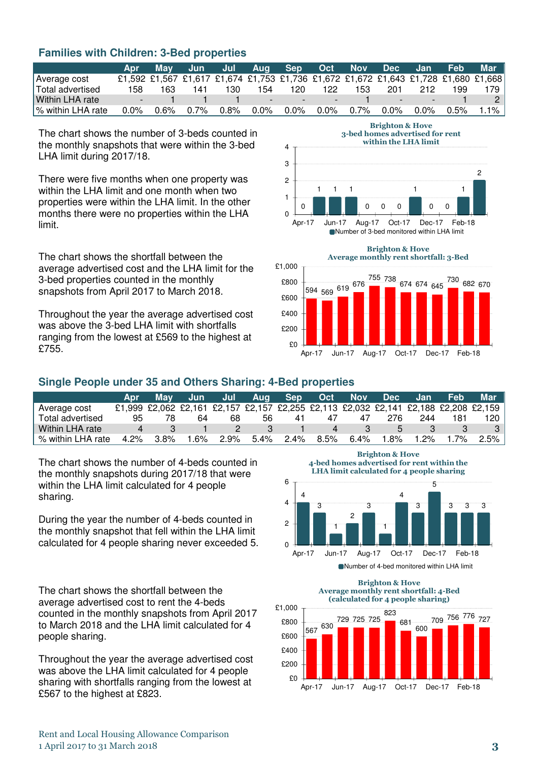## Families with Children: 3-Bed properties

| | Apr | May | Jun | Jul | Aug | Sep | Oct | Nov | Dec | Jan | Feb | Mar |
|---|---|---|---|---|---|---|---|---|---|---|---|---|
| Average cost | £1,592 | £1,567 | £1,617 | £1,674 | £1,753 | £1,736 | £1,672 | £1,672 | £1,643 | £1,728 | £1,680 | £1,668 |
| Total advertised | 158 | 163 | 141 | 130 | 154 | 120 | 122 | 153 | 201 | 212 | 199 | 179 |
| Within LHA rate | - | 1 | 1 | 1 | - | - | - | 1 | - | - | 1 | 2 |
| % within LHA rate | 0.0% | 0.6% | 0.7% | 0.8% | 0.0% | 0.0% | 0.0% | 0.7% | 0.0% | 0.0% | 0.5% | 1.1% |

The chart shows the number of 3-beds counted in the monthly snapshots that were within the 3-bed LHA limit during 2017/18.

There were five months when one property was within the LHA limit and one month when two properties were within the LHA limit. In the other months there were no properties within the LHA limit.

**Brighton & Hove 3-bed homes advertised for rent within the LHA limit**

| Apr-17 | May-17 | Jun-17 | Jul-17 | Aug-17 | Sep-17 | Oct-17 | Nov-17 | Dec-17 | Jan-18 | Feb-18 | Mar-18 |
|---|---|---|---|---|---|---|---|---|---|---|---|
| 0 | 1 | 1 | 1 | 0 | 0 | 0 | 1 | 0 | 0 | 1 | 2 |

Number of 3-bed monitored within LHA limit

The chart shows the shortfall between the average advertised cost and the LHA limit for the 3-bed properties counted in the monthly snapshots from April 2017 to March 2018.

Throughout the year the average advertised cost was above the 3-bed LHA limit with shortfalls ranging from the lowest at £569 to the highest at £755.

**Brighton & Hove Average monthly rent shortfall: 3-Bed**

| Apr-17 | May-17 | Jun-17 | Jul-17 | Aug-17 | Sep-17 | Oct-17 | Nov-17 | Dec-17 | Jan-18 | Feb-18 | Mar-18 |
|---|---|---|---|---|---|---|---|---|---|---|---|
| 594 | 569 | 619 | 676 | 755 | 738 | 674 | 674 | 645 | 730 | 682 | 670 |

## Single People under 35 and Others Sharing: 4-Bed properties

| | Apr | May | Jun | Jul | Aug | Sep | Oct | Nov | Dec | Jan | Feb | Mar |
|---|---|---|---|---|---|---|---|---|---|---|---|---|
| Average cost | £1,999 | £2,062 | £2,161 | £2,157 | £2,157 | £2,255 | £2,113 | £2,032 | £2,141 | £2,188 | £2,208 | £2,159 |
| Total advertised | 95 | 78 | 64 | 68 | 56 | 41 | 47 | 47 | 276 | 244 | 181 | 120 |
| Within LHA rate | 4 | 3 | 1 | 2 | 3 | 1 | 4 | 3 | 5 | 3 | 3 | 3 |
| % within LHA rate | 4.2% | 3.8% | 1.6% | 2.9% | 5.4% | 2.4% | 8.5% | 6.4% | 1.8% | 1.2% | 1.7% | 2.5% |

The chart shows the number of 4-beds counted in the monthly snapshots during 2017/18 that were within the LHA limit calculated for 4 people sharing.

During the year the number of 4-beds counted in the monthly snapshot that fell within the LHA limit calculated for 4 people sharing never exceeded 5.

**Brighton & Hove 4-bed homes advertised for rent within the LHA limit calculated for 4 people sharing**

| Apr-17 | May-17 | Jun-17 | Jul-17 | Aug-17 | Sep-17 | Oct-17 | Nov-17 | Dec-17 | Jan-18 | Feb-18 | Mar-18 |
|---|---|---|---|---|---|---|---|---|---|---|---|
| 4 | 3 | 1 | 2 | 3 | 1 | 4 | 3 | 5 | 3 | 3 | 3 |

Number of 4-bed monitored within LHA limit

The chart shows the shortfall between the average advertised cost to rent the 4-beds counted in the monthly snapshots from April 2017 to March 2018 and the LHA limit calculated for 4 people sharing.

Throughout the year the average advertised cost was above the LHA limit calculated for 4 people sharing with shortfalls ranging from the lowest at £567 to the highest at £823.

**Brighton & Hove Average monthly rent shortfall: 4-Bed (calculated for 4 people sharing)**

| Apr-17 | May-17 | Jun-17 | Jul-17 | Aug-17 | Sep-17 | Oct-17 | Nov-17 | Dec-17 | Jan-18 | Feb-18 | Mar-18 |
|---|---|---|---|---|---|---|---|---|---|---|---|
| 567 | 630 | 729 | 725 | 725 | 823 | 681 | 600 | 709 | 756 | 776 | 727 |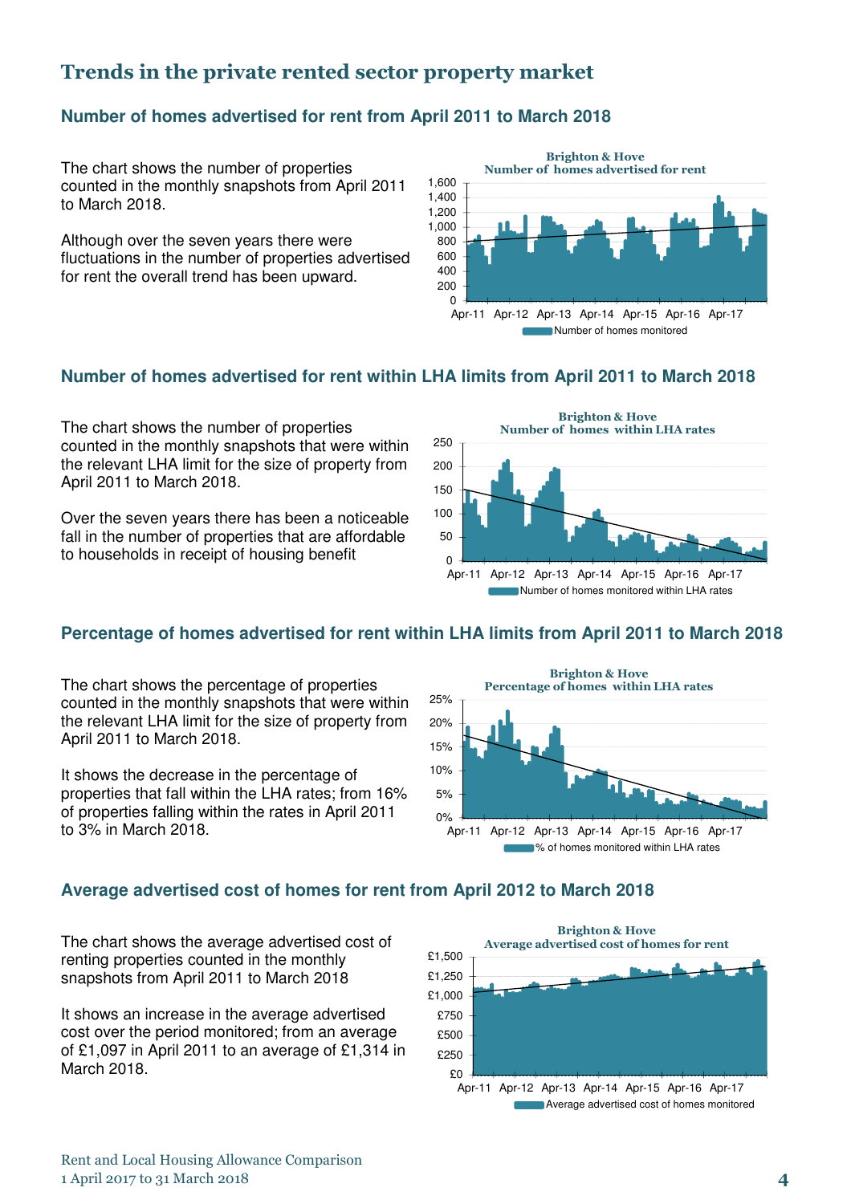## Trends in the private rented sector property market

### Number of homes advertised for rent from April 2011 to March 2018

The chart shows the number of properties counted in the monthly snapshots from April 2011 to March 2018.

Although over the seven years there were fluctuations in the number of properties advertised for rent the overall trend has been upward.

Brighton & Hove
Number of homes advertised for rent

Number of homes monitored

### Number of homes advertised for rent within LHA limits from April 2011 to March 2018

The chart shows the number of properties counted in the monthly snapshots that were within the relevant LHA limit for the size of property from April 2011 to March 2018.

Over the seven years there has been a noticeable fall in the number of properties that are affordable to households in receipt of housing benefit

Brighton & Hove
Number of homes within LHA rates

Number of homes monitored within LHA rates

### Percentage of homes advertised for rent within LHA limits from April 2011 to March 2018

The chart shows the percentage of properties counted in the monthly snapshots that were within the relevant LHA limit for the size of property from April 2011 to March 2018.

It shows the decrease in the percentage of properties that fall within the LHA rates; from 16% of properties falling within the rates in April 2011 to 3% in March 2018.

Brighton & Hove
Percentage of homes within LHA rates

% of homes monitored within LHA rates

### Average advertised cost of homes for rent from April 2012 to March 2018

The chart shows the average advertised cost of renting properties counted in the monthly snapshots from April 2011 to March 2018

It shows an increase in the average advertised cost over the period monitored; from an average of £1,097 in April 2011 to an average of £1,314 in March 2018.

Brighton & Hove
Average advertised cost of homes for rent

Average advertised cost of homes monitored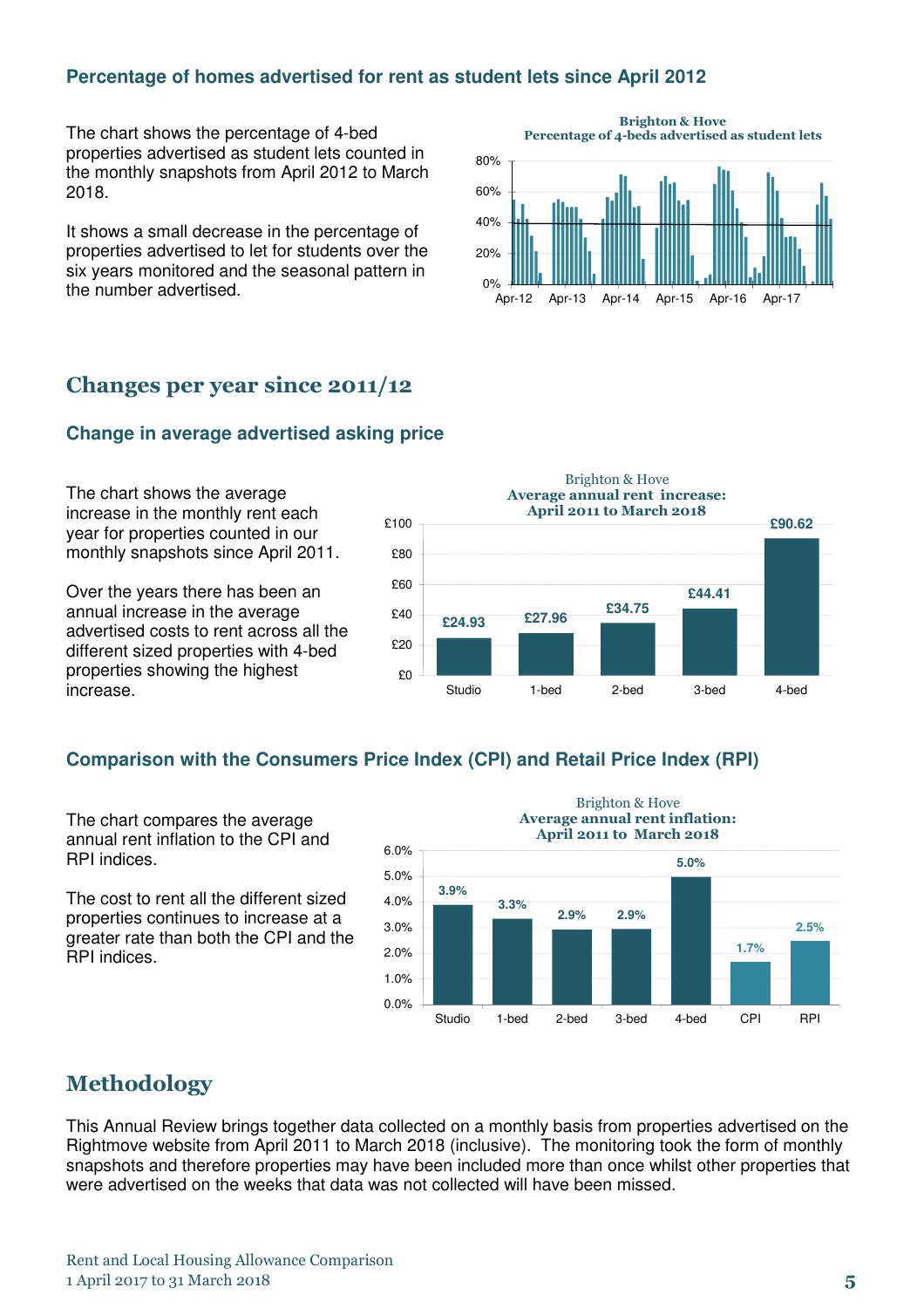### Percentage of homes advertised for rent as student lets since April 2012

The chart shows the percentage of 4-bed properties advertised as student lets counted in the monthly snapshots from April 2012 to March 2018.

It shows a small decrease in the percentage of properties advertised to let for students over the six years monitored and the seasonal pattern in the number advertised.

## Changes per year since 2011/12

### Change in average advertised asking price

The chart shows the average increase in the monthly rent each year for properties counted in our monthly snapshots since April 2011.

Over the years there has been an annual increase in the average advertised costs to rent across all the different sized properties with 4-bed properties showing the highest increase.

**Brighton & Hove – Average annual rent increase: April 2011 to March 2018**

| Studio | 1-bed | 2-bed | 3-bed | 4-bed |
|---|---|---|---|---|
| £24.93 | £27.96 | £34.75 | £44.41 | £90.62 |

### Comparison with the Consumers Price Index (CPI) and Retail Price Index (RPI)

The chart compares the average annual rent inflation to the CPI and RPI indices.

The cost to rent all the different sized properties continues to increase at a greater rate than both the CPI and the RPI indices.

**Brighton & Hove – Average annual rent inflation: April 2011 to March 2018**

| Studio | 1-bed | 2-bed | 3-bed | 4-bed | CPI | RPI |
|---|---|---|---|---|---|---|
| 3.9% | 3.3% | 2.9% | 2.9% | 5.0% | 1.7% | 2.5% |

## Methodology

This Annual Review brings together data collected on a monthly basis from properties advertised on the Rightmove website from April 2011 to March 2018 (inclusive). The monitoring took the form of monthly snapshots and therefore properties may have been included more than once whilst other properties that were advertised on the weeks that data was not collected will have been missed.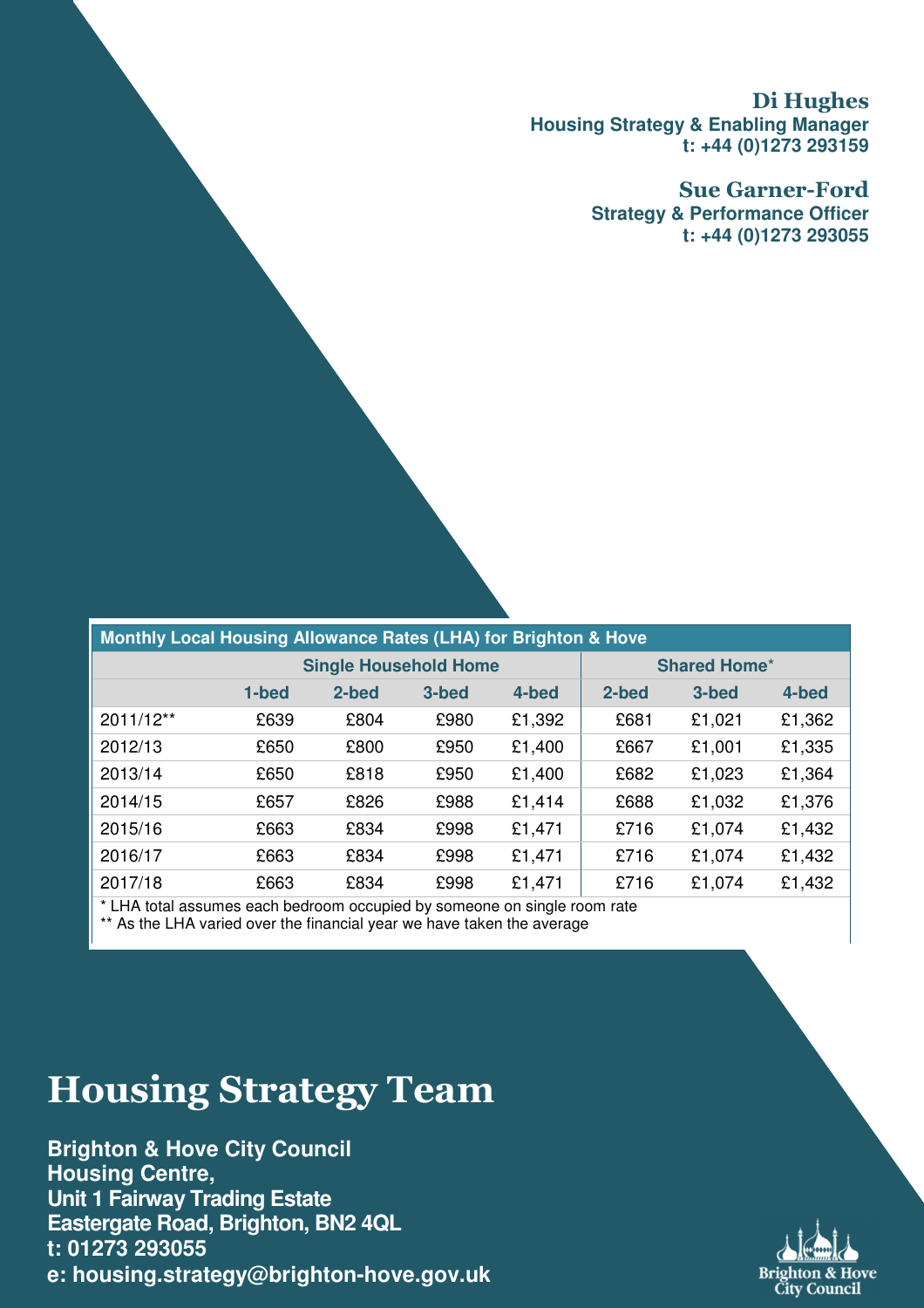**Di Hughes**
**Housing Strategy & Enabling Manager**
**t: +44 (0)1273 293159**

**Sue Garner-Ford**
**Strategy & Performance Officer**
**t: +44 (0)1273 293055**

| Monthly Local Housing Allowance Rates (LHA) for Brighton & Hove | | | | | | | |
|---|---|---|---|---|---|---|---|
| | Single Household Home | | | | Shared Home* | | |
| | 1-bed | 2-bed | 3-bed | 4-bed | 2-bed | 3-bed | 4-bed |
| 2011/12** | £639 | £804 | £980 | £1,392 | £681 | £1,021 | £1,362 |
| 2012/13 | £650 | £800 | £950 | £1,400 | £667 | £1,001 | £1,335 |
| 2013/14 | £650 | £818 | £950 | £1,400 | £682 | £1,023 | £1,364 |
| 2014/15 | £657 | £826 | £988 | £1,414 | £688 | £1,032 | £1,376 |
| 2015/16 | £663 | £834 | £998 | £1,471 | £716 | £1,074 | £1,432 |
| 2016/17 | £663 | £834 | £998 | £1,471 | £716 | £1,074 | £1,432 |
| 2017/18 | £663 | £834 | £998 | £1,471 | £716 | £1,074 | £1,432 |

* LHA total assumes each bedroom occupied by someone on single room rate
** As the LHA varied over the financial year we have taken the average

# Housing Strategy Team

**Brighton & Hove City Council**
**Housing Centre,**
**Unit 1 Fairway Trading Estate**
**Eastergate Road, Brighton, BN2 4QL**
**t: 01273 293055**
**e: housing.strategy@brighton-hove.gov.uk**

Brighton & Hove City Council